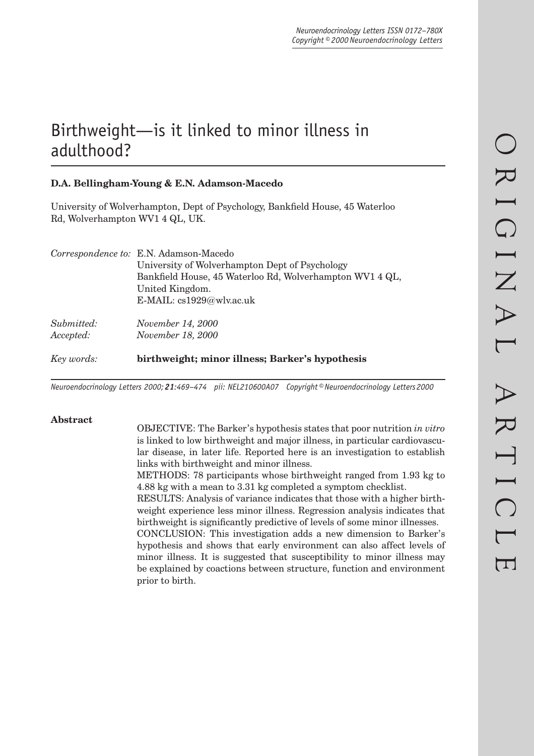# Birthweight—is it linked to minor illness in adulthood?

**D.A. Bellingham-Young & E.N. Adamson-Macedo**

University of Wolverhampton, Dept of Psychology, Bankfield House, 45 Waterloo Rd, Wolverhampton WV1 4 QL, UK.

*Correspondence to:* E.N. Adamson-Macedo
University of Wolverhampton Dept of Psychology
Bankfield House, 45 Waterloo Rd, Wolverhampton WV1 4 QL,
United Kingdom.
E-MAIL: cs1929@wlv.ac.uk

*Submitted:* *November 14, 2000*
*Accepted:* *November 18, 2000*

*Key words:* **birthweight; minor illness; Barker's hypothesis**

## Abstract

OBJECTIVE: The Barker's hypothesis states that poor nutrition *in vitro* is linked to low birthweight and major illness, in particular cardiovascular disease, in later life. Reported here is an investigation to establish links with birthweight and minor illness.

METHODS: 78 participants whose birthweight ranged from 1.93 kg to 4.88 kg with a mean to 3.31 kg completed a symptom checklist.

RESULTS: Analysis of variance indicates that those with a higher birthweight experience less minor illness. Regression analysis indicates that birthweight is significantly predictive of levels of some minor illnesses.

CONCLUSION: This investigation adds a new dimension to Barker's hypothesis and shows that early environment can also affect levels of minor illness. It is suggested that susceptibility to minor illness may be explained by coactions between structure, function and environment prior to birth.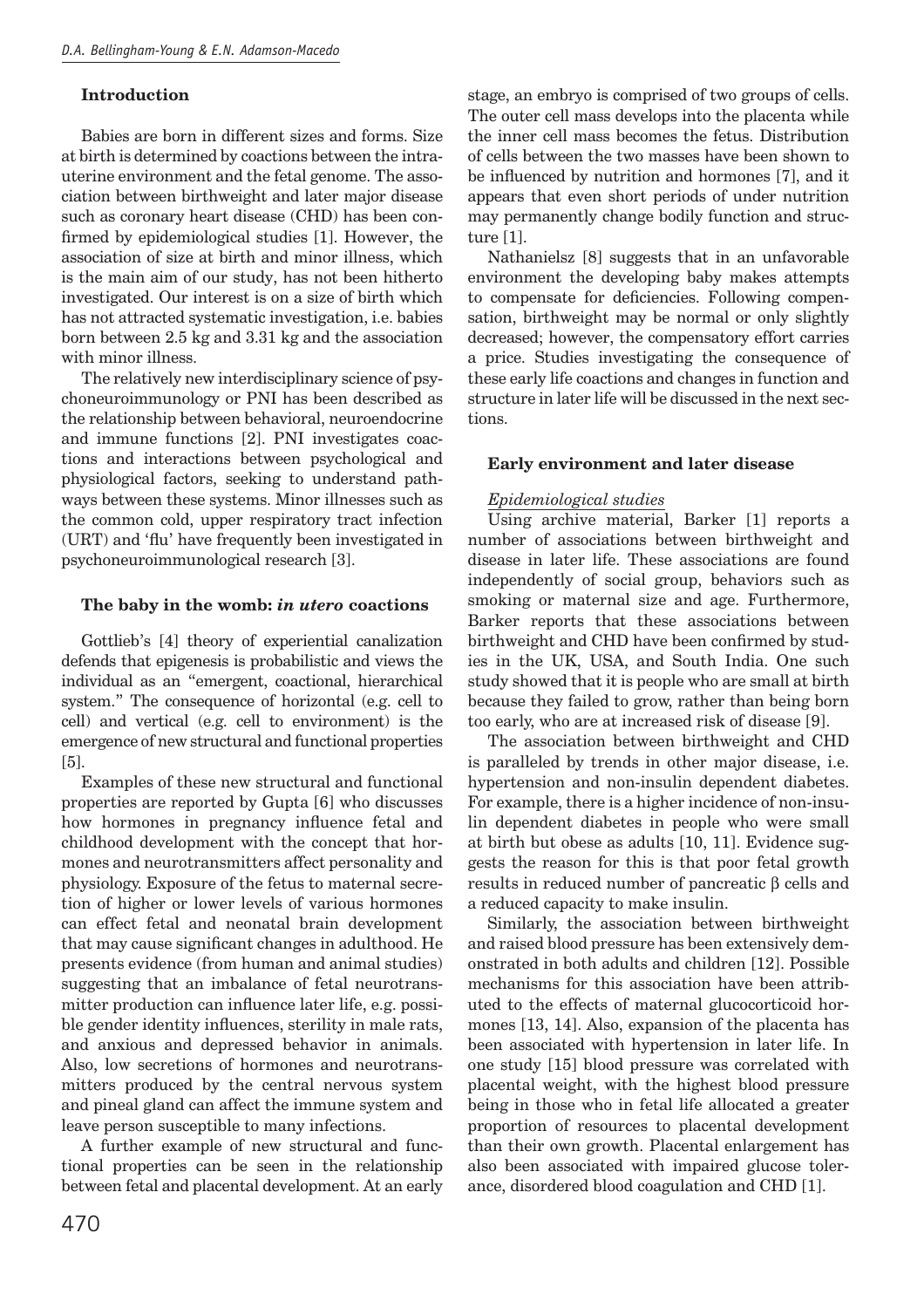## Introduction

Babies are born in different sizes and forms. Size at birth is determined by coactions between the intrauterine environment and the fetal genome. The association between birthweight and later major disease such as coronary heart disease (CHD) has been confirmed by epidemiological studies [1]. However, the association of size at birth and minor illness, which is the main aim of our study, has not been hitherto investigated. Our interest is on a size of birth which has not attracted systematic investigation, i.e. babies born between 2.5 kg and 3.31 kg and the association with minor illness.

The relatively new interdisciplinary science of psychoneuroimmunology or PNI has been described as the relationship between behavioral, neuroendocrine and immune functions [2]. PNI investigates coactions and interactions between psychological and physiological factors, seeking to understand pathways between these systems. Minor illnesses such as the common cold, upper respiratory tract infection (URT) and 'flu' have frequently been investigated in psychoneuroimmunological research [3].

## The baby in the womb: *in utero* coactions

Gottlieb's [4] theory of experiential canalization defends that epigenesis is probabilistic and views the individual as an "emergent, coactional, hierarchical system." The consequence of horizontal (e.g. cell to cell) and vertical (e.g. cell to environment) is the emergence of new structural and functional properties [5].

Examples of these new structural and functional properties are reported by Gupta [6] who discusses how hormones in pregnancy influence fetal and childhood development with the concept that hormones and neurotransmitters affect personality and physiology. Exposure of the fetus to maternal secretion of higher or lower levels of various hormones can effect fetal and neonatal brain development that may cause significant changes in adulthood. He presents evidence (from human and animal studies) suggesting that an imbalance of fetal neurotransmitter production can influence later life, e.g. possible gender identity influences, sterility in male rats, and anxious and depressed behavior in animals. Also, low secretions of hormones and neurotransmitters produced by the central nervous system and pineal gland can affect the immune system and leave person susceptible to many infections.

A further example of new structural and functional properties can be seen in the relationship between fetal and placental development. At an early stage, an embryo is comprised of two groups of cells. The outer cell mass develops into the placenta while the inner cell mass becomes the fetus. Distribution of cells between the two masses have been shown to be influenced by nutrition and hormones [7], and it appears that even short periods of under nutrition may permanently change bodily function and structure [1].

Nathanielsz [8] suggests that in an unfavorable environment the developing baby makes attempts to compensate for deficiencies. Following compensation, birthweight may be normal or only slightly decreased; however, the compensatory effort carries a price. Studies investigating the consequence of these early life coactions and changes in function and structure in later life will be discussed in the next sections.

## Early environment and later disease

### Epidemiological studies

Using archive material, Barker [1] reports a number of associations between birthweight and disease in later life. These associations are found independently of social group, behaviors such as smoking or maternal size and age. Furthermore, Barker reports that these associations between birthweight and CHD have been confirmed by studies in the UK, USA, and South India. One such study showed that it is people who are small at birth because they failed to grow, rather than being born too early, who are at increased risk of disease [9].

The association between birthweight and CHD is paralleled by trends in other major disease, i.e. hypertension and non-insulin dependent diabetes. For example, there is a higher incidence of non-insulin dependent diabetes in people who were small at birth but obese as adults [10, 11]. Evidence suggests the reason for this is that poor fetal growth results in reduced number of pancreatic β cells and a reduced capacity to make insulin.

Similarly, the association between birthweight and raised blood pressure has been extensively demonstrated in both adults and children [12]. Possible mechanisms for this association have been attributed to the effects of maternal glucocorticoid hormones [13, 14]. Also, expansion of the placenta has been associated with hypertension in later life. In one study [15] blood pressure was correlated with placental weight, with the highest blood pressure being in those who in fetal life allocated a greater proportion of resources to placental development than their own growth. Placental enlargement has also been associated with impaired glucose tolerance, disordered blood coagulation and CHD [1].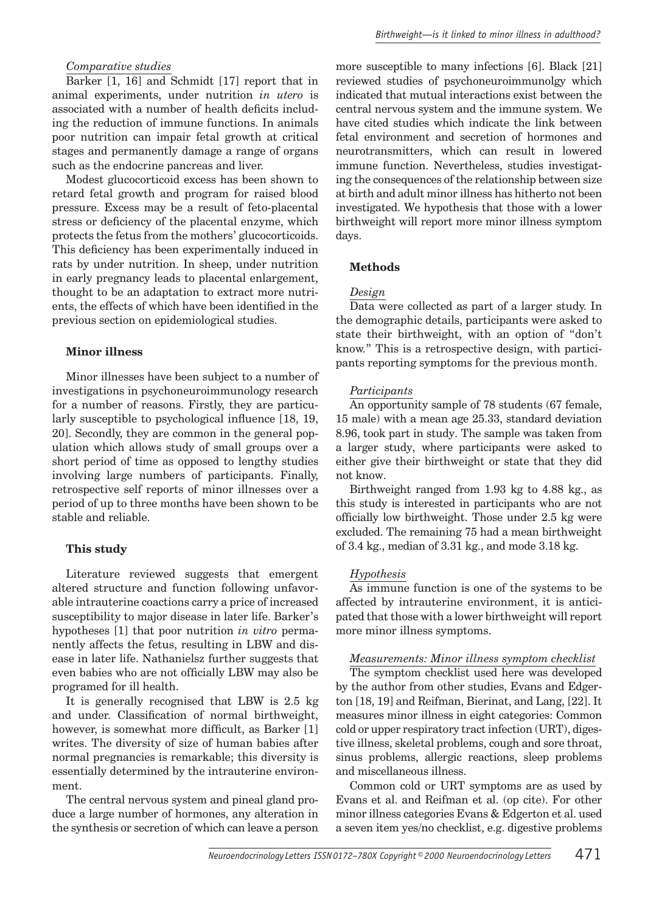*Comparative studies*

Barker [1, 16] and Schmidt [17] report that in animal experiments, under nutrition *in utero* is associated with a number of health deficits including the reduction of immune functions. In animals poor nutrition can impair fetal growth at critical stages and permanently damage a range of organs such as the endocrine pancreas and liver.

Modest glucocorticoid excess has been shown to retard fetal growth and program for raised blood pressure. Excess may be a result of feto-placental stress or deficiency of the placental enzyme, which protects the fetus from the mothers' glucocorticoids. This deficiency has been experimentally induced in rats by under nutrition. In sheep, under nutrition in early pregnancy leads to placental enlargement, thought to be an adaptation to extract more nutrients, the effects of which have been identified in the previous section on epidemiological studies.

## Minor illness

Minor illnesses have been subject to a number of investigations in psychoneuroimmunology research for a number of reasons. Firstly, they are particularly susceptible to psychological influence [18, 19, 20]. Secondly, they are common in the general population which allows study of small groups over a short period of time as opposed to lengthy studies involving large numbers of participants. Finally, retrospective self reports of minor illnesses over a period of up to three months have been shown to be stable and reliable.

## This study

Literature reviewed suggests that emergent altered structure and function following unfavorable intrauterine coactions carry a price of increased susceptibility to major disease in later life. Barker's hypotheses [1] that poor nutrition *in vitro* permanently affects the fetus, resulting in LBW and disease in later life. Nathanielsz further suggests that even babies who are not officially LBW may also be programed for ill health.

It is generally recognised that LBW is 2.5 kg and under. Classification of normal birthweight, however, is somewhat more difficult, as Barker [1] writes. The diversity of size of human babies after normal pregnancies is remarkable; this diversity is essentially determined by the intrauterine environment.

The central nervous system and pineal gland produce a large number of hormones, any alteration in the synthesis or secretion of which can leave a person more susceptible to many infections [6]. Black [21] reviewed studies of psychoneuroimmunolgy which indicated that mutual interactions exist between the central nervous system and the immune system. We have cited studies which indicate the link between fetal environment and secretion of hormones and neurotransmitters, which can result in lowered immune function. Nevertheless, studies investigating the consequences of the relationship between size at birth and adult minor illness has hitherto not been investigated. We hypothesis that those with a lower birthweight will report more minor illness symptom days.

## Methods

*Design*

Data were collected as part of a larger study. In the demographic details, participants were asked to state their birthweight, with an option of "don't know." This is a retrospective design, with participants reporting symptoms for the previous month.

*Participants*

An opportunity sample of 78 students (67 female, 15 male) with a mean age 25.33, standard deviation 8.96, took part in study. The sample was taken from a larger study, where participants were asked to either give their birthweight or state that they did not know.

Birthweight ranged from 1.93 kg to 4.88 kg., as this study is interested in participants who are not officially low birthweight. Those under 2.5 kg were excluded. The remaining 75 had a mean birthweight of 3.4 kg., median of 3.31 kg., and mode 3.18 kg.

*Hypothesis*

As immune function is one of the systems to be affected by intrauterine environment, it is anticipated that those with a lower birthweight will report more minor illness symptoms.

*Measurements: Minor illness symptom checklist*

The symptom checklist used here was developed by the author from other studies, Evans and Edgerton [18, 19] and Reifman, Bierinat, and Lang, [22]. It measures minor illness in eight categories: Common cold or upper respiratory tract infection (URT), digestive illness, skeletal problems, cough and sore throat, sinus problems, allergic reactions, sleep problems and miscellaneous illness.

Common cold or URT symptoms are as used by Evans et al. and Reifman et al. (op cite). For other minor illness categories Evans & Edgerton et al. used a seven item yes/no checklist, e.g. digestive problems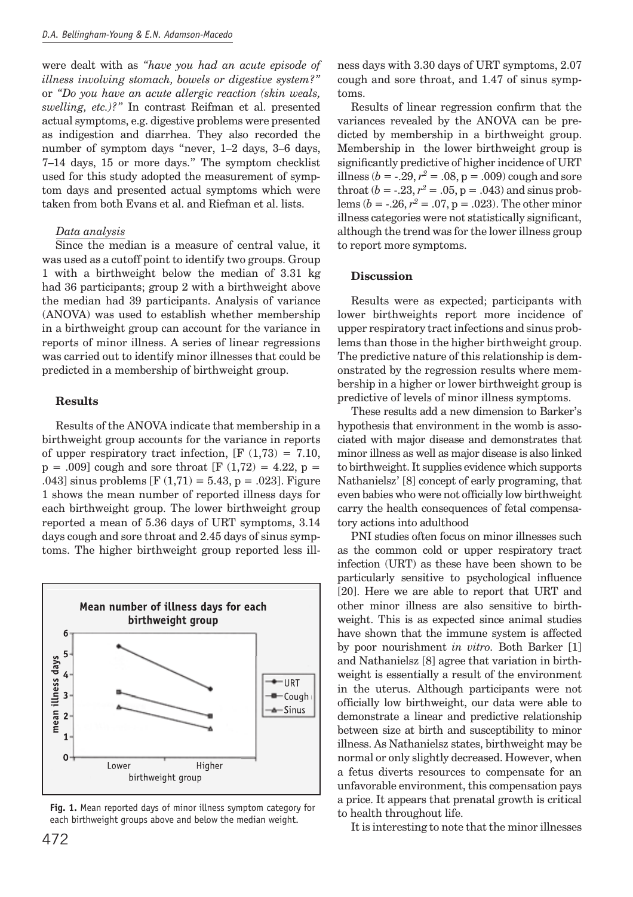were dealt with as *"have you had an acute episode of illness involving stomach, bowels or digestive system?"* or *"Do you have an acute allergic reaction (skin weals, swelling, etc.)?"* In contrast Reifman et al. presented actual symptoms, e.g. digestive problems were presented as indigestion and diarrhea. They also recorded the number of symptom days "never, 1–2 days, 3–6 days, 7–14 days, 15 or more days." The symptom checklist used for this study adopted the measurement of symptom days and presented actual symptoms which were taken from both Evans et al. and Riefman et al. lists.

*Data analysis*

Since the median is a measure of central value, it was used as a cutoff point to identify two groups. Group 1 with a birthweight below the median of 3.31 kg had 36 participants; group 2 with a birthweight above the median had 39 participants. Analysis of variance (ANOVA) was used to establish whether membership in a birthweight group can account for the variance in reports of minor illness. A series of linear regressions was carried out to identify minor illnesses that could be predicted in a membership of birthweight group.

**Results**

Results of the ANOVA indicate that membership in a birthweight group accounts for the variance in reports of upper respiratory tract infection, [$F(1,73) = 7.10$, $p = .009$] cough and sore throat [$F(1,72) = 4.22$, $p = .043$] sinus problems [$F(1,71) = 5.43$, $p = .023$]. Figure 1 shows the mean number of reported illness days for each birthweight group. The lower birthweight group reported a mean of 5.36 days of URT symptoms, 3.14 days cough and sore throat and 2.45 days of sinus symptoms. The higher birthweight group reported less illness days with 3.30 days of URT symptoms, 2.07 cough and sore throat, and 1.47 of sinus symptoms.

Results of linear regression confirm that the variances revealed by the ANOVA can be predicted by membership in a birthweight group. Membership in the lower birthweight group is significantly predictive of higher incidence of URT illness ($b = -.29$, $r^2 = .08$, $p = .009$) cough and sore throat ($b = -.23$, $r^2 = .05$, $p = .043$) and sinus problems ($b = -.26$, $r^2 = .07$, $p = .023$). The other minor illness categories were not statistically significant, although the trend was for the lower illness group to report more symptoms.

**Fig. 1.** Mean reported days of minor illness symptom category for each birthweight groups above and below the median weight.

**Discussion**

Results were as expected; participants with lower birthweights report more incidence of upper respiratory tract infections and sinus problems than those in the higher birthweight group. The predictive nature of this relationship is demonstrated by the regression results where membership in a higher or lower birthweight group is predictive of levels of minor illness symptoms.

These results add a new dimension to Barker's hypothesis that environment in the womb is associated with major disease and demonstrates that minor illness as well as major disease is also linked to birthweight. It supplies evidence which supports Nathanielsz' [8] concept of early programing, that even babies who were not officially low birthweight carry the health consequences of fetal compensatory actions into adulthood

PNI studies often focus on minor illnesses such as the common cold or upper respiratory tract infection (URT) as these have been shown to be particularly sensitive to psychological influence [20]. Here we are able to report that URT and other minor illness are also sensitive to birthweight. This is as expected since animal studies have shown that the immune system is affected by poor nourishment *in vitro*. Both Barker [1] and Nathanielsz [8] agree that variation in birthweight is essentially a result of the environment in the uterus. Although participants were not officially low birthweight, our data were able to demonstrate a linear and predictive relationship between size at birth and susceptibility to minor illness. As Nathanielsz states, birthweight may be normal or only slightly decreased. However, when a fetus diverts resources to compensate for an unfavorable environment, this compensation pays a price. It appears that prenatal growth is critical to health throughout life.

It is interesting to note that the minor illnesses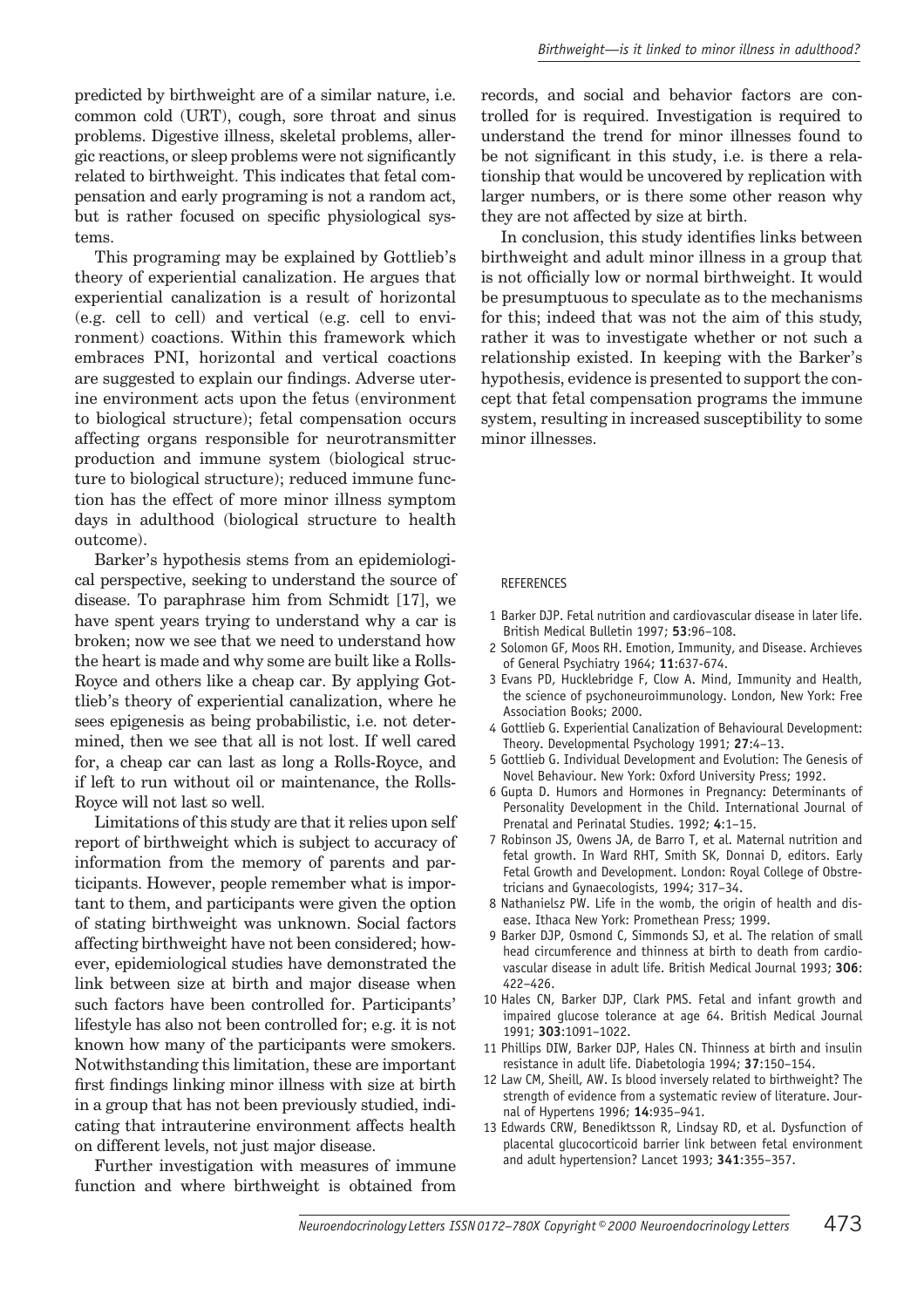predicted by birthweight are of a similar nature, i.e. common cold (URT), cough, sore throat and sinus problems. Digestive illness, skeletal problems, allergic reactions, or sleep problems were not significantly related to birthweight. This indicates that fetal compensation and early programing is not a random act, but is rather focused on specific physiological systems.

This programing may be explained by Gottlieb's theory of experiential canalization. He argues that experiential canalization is a result of horizontal (e.g. cell to cell) and vertical (e.g. cell to environment) coactions. Within this framework which embraces PNI, horizontal and vertical coactions are suggested to explain our findings. Adverse uterine environment acts upon the fetus (environment to biological structure); fetal compensation occurs affecting organs responsible for neurotransmitter production and immune system (biological structure to biological structure); reduced immune function has the effect of more minor illness symptom days in adulthood (biological structure to health outcome).

Barker's hypothesis stems from an epidemiological perspective, seeking to understand the source of disease. To paraphrase him from Schmidt [17], we have spent years trying to understand why a car is broken; now we see that we need to understand how the heart is made and why some are built like a Rolls-Royce and others like a cheap car. By applying Gottlieb's theory of experiential canalization, where he sees epigenesis as being probabilistic, i.e. not determined, then we see that all is not lost. If well cared for, a cheap car can last as long a Rolls-Royce, and if left to run without oil or maintenance, the Rolls-Royce will not last so well.

Limitations of this study are that it relies upon self report of birthweight which is subject to accuracy of information from the memory of parents and participants. However, people remember what is important to them, and participants were given the option of stating birthweight was unknown. Social factors affecting birthweight have not been considered; however, epidemiological studies have demonstrated the link between size at birth and major disease when such factors have been controlled for. Participants' lifestyle has also not been controlled for; e.g. it is not known how many of the participants were smokers. Notwithstanding this limitation, these are important first findings linking minor illness with size at birth in a group that has not been previously studied, indicating that intrauterine environment affects health on different levels, not just major disease.

Further investigation with measures of immune function and where birthweight is obtained from records, and social and behavior factors are controlled for is required. Investigation is required to understand the trend for minor illnesses found to be not significant in this study, i.e. is there a relationship that would be uncovered by replication with larger numbers, or is there some other reason why they are not affected by size at birth.

In conclusion, this study identifies links between birthweight and adult minor illness in a group that is not officially low or normal birthweight. It would be presumptuous to speculate as to the mechanisms for this; indeed that was not the aim of this study, rather it was to investigate whether or not such a relationship existed. In keeping with the Barker's hypothesis, evidence is presented to support the concept that fetal compensation programs the immune system, resulting in increased susceptibility to some minor illnesses.

## REFERENCES

1. Barker DJP. Fetal nutrition and cardiovascular disease in later life. British Medical Bulletin 1997; **53**:96–108.
2. Solomon GF, Moos RH. Emotion, Immunity, and Disease. Archieves of General Psychiatry 1964; **11**:637-674.
3. Evans PD, Hucklebridge F, Clow A. Mind, Immunity and Health, the science of psychoneuroimmunology. London, New York: Free Association Books; 2000.
4. Gottlieb G. Experiential Canalization of Behavioural Development: Theory. Developmental Psychology 1991; **27**:4–13.
5. Gottlieb G. Individual Development and Evolution: The Genesis of Novel Behaviour. New York: Oxford University Press; 1992.
6. Gupta D. Humors and Hormones in Pregnancy: Determinants of Personality Development in the Child. International Journal of Prenatal and Perinatal Studies. 1992; **4**:1–15.
7. Robinson JS, Owens JA, de Barro T, et al. Maternal nutrition and fetal growth. In Ward RHT, Smith SK, Donnai D, editors. Early Fetal Growth and Development. London: Royal College of Obstretricians and Gynaecologists, 1994; 317–34.
8. Nathanielsz PW. Life in the womb, the origin of health and disease. Ithaca New York: Promethean Press; 1999.
9. Barker DJP, Osmond C, Simmonds SJ, et al. The relation of small head circumference and thinness at birth to death from cardiovascular disease in adult life. British Medical Journal 1993; **306**: 422–426.
10. Hales CN, Barker DJP, Clark PMS. Fetal and infant growth and impaired glucose tolerance at age 64. British Medical Journal 1991; **303**:1091–1022.
11. Phillips DIW, Barker DJP, Hales CN. Thinness at birth and insulin resistance in adult life. Diabetologia 1994; **37**:150–154.
12. Law CM, Sheill, AW. Is blood inversely related to birthweight? The strength of evidence from a systematic review of literature. Journal of Hypertens 1996; **14**:935–941.
13. Edwards CRW, Benediktsson R, Lindsay RD, et al. Dysfunction of placental glucocorticoid barrier link between fetal environment and adult hypertension? Lancet 1993; **341**:355–357.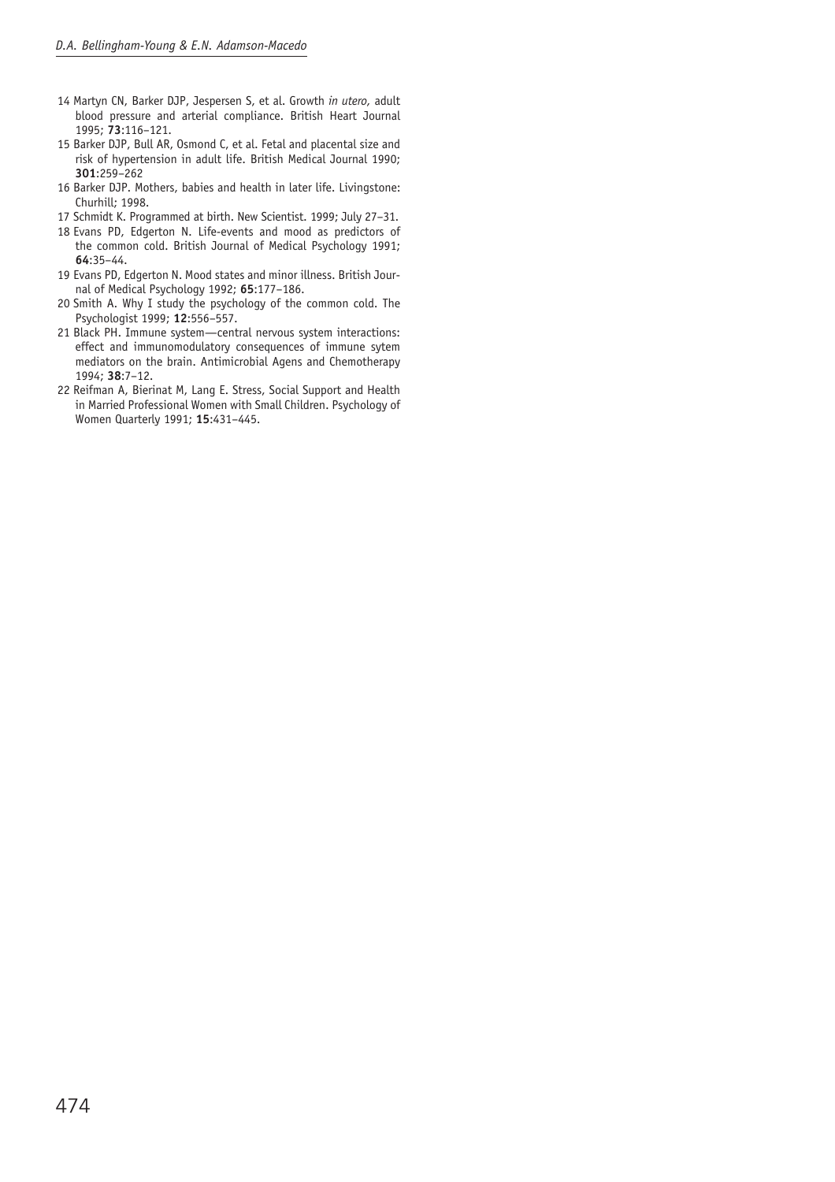14 Martyn CN, Barker DJP, Jespersen S, et al. Growth *in utero,* adult blood pressure and arterial compliance. British Heart Journal 1995; **73**:116–121.

15 Barker DJP, Bull AR, Osmond C, et al. Fetal and placental size and risk of hypertension in adult life. British Medical Journal 1990; **301**:259–262

16 Barker DJP. Mothers, babies and health in later life. Livingstone: Churhill; 1998.

17 Schmidt K. Programmed at birth. New Scientist. 1999; July 27–31.

18 Evans PD, Edgerton N. Life-events and mood as predictors of the common cold. British Journal of Medical Psychology 1991; **64**:35–44.

19 Evans PD, Edgerton N. Mood states and minor illness. British Journal of Medical Psychology 1992; **65**:177–186.

20 Smith A. Why I study the psychology of the common cold. The Psychologist 1999; **12**:556–557.

21 Black PH. Immune system—central nervous system interactions: effect and immunomodulatory consequences of immune sytem mediators on the brain. Antimicrobial Agens and Chemotherapy 1994; **38**:7–12.

22 Reifman A, Bierinat M, Lang E. Stress, Social Support and Health in Married Professional Women with Small Children. Psychology of Women Quarterly 1991; **15**:431–445.